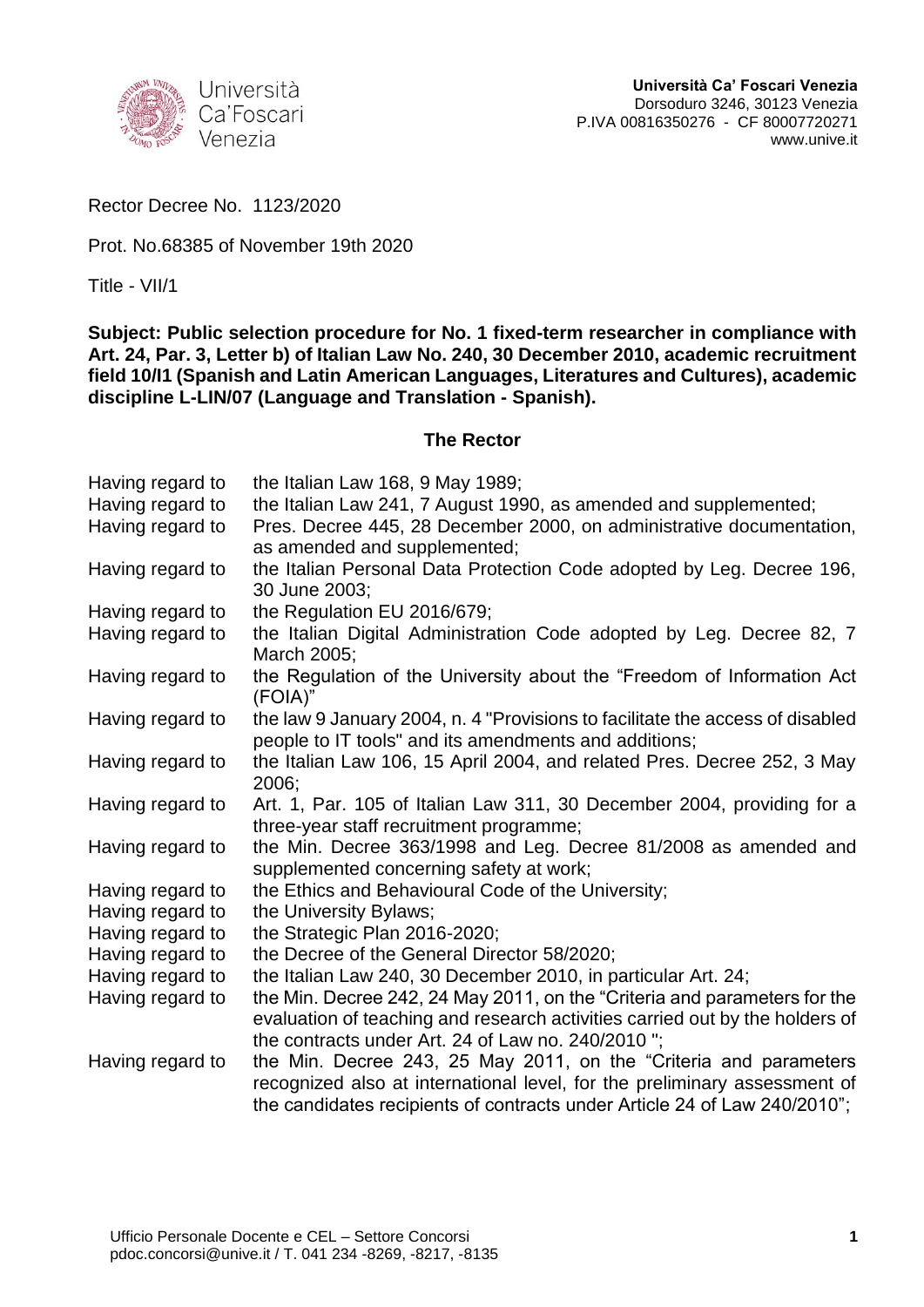Università Ca' Foscari Venezia
Dorsoduro 3246, 30123 Venezia
P.IVA 00816350276 - CF 80007720271
www.unive.it

Rector Decree No. 1123/2020

Prot. No.68385 of November 19th 2020

Title - VII/1

**Subject: Public selection procedure for No. 1 fixed-term researcher in compliance with Art. 24, Par. 3, Letter b) of Italian Law No. 240, 30 December 2010, academic recruitment field 10/I1 (Spanish and Latin American Languages, Literatures and Cultures), academic discipline L-LIN/07 (Language and Translation - Spanish).**

## The Rector

| | |
|---|---|
| Having regard to | the Italian Law 168, 9 May 1989; |
| Having regard to | the Italian Law 241, 7 August 1990, as amended and supplemented; |
| Having regard to | Pres. Decree 445, 28 December 2000, on administrative documentation, as amended and supplemented; |
| Having regard to | the Italian Personal Data Protection Code adopted by Leg. Decree 196, 30 June 2003; |
| Having regard to | the Regulation EU 2016/679; |
| Having regard to | the Italian Digital Administration Code adopted by Leg. Decree 82, 7 March 2005; |
| Having regard to | the Regulation of the University about the "Freedom of Information Act (FOIA)" |
| Having regard to | the law 9 January 2004, n. 4 "Provisions to facilitate the access of disabled people to IT tools" and its amendments and additions; |
| Having regard to | the Italian Law 106, 15 April 2004, and related Pres. Decree 252, 3 May 2006; |
| Having regard to | Art. 1, Par. 105 of Italian Law 311, 30 December 2004, providing for a three-year staff recruitment programme; |
| Having regard to | the Min. Decree 363/1998 and Leg. Decree 81/2008 as amended and supplemented concerning safety at work; |
| Having regard to | the Ethics and Behavioural Code of the University; |
| Having regard to | the University Bylaws; |
| Having regard to | the Strategic Plan 2016-2020; |
| Having regard to | the Decree of the General Director 58/2020; |
| Having regard to | the Italian Law 240, 30 December 2010, in particular Art. 24; |
| Having regard to | the Min. Decree 242, 24 May 2011, on the "Criteria and parameters for the evaluation of teaching and research activities carried out by the holders of the contracts under Art. 24 of Law no. 240/2010 "; |
| Having regard to | the Min. Decree 243, 25 May 2011, on the "Criteria and parameters recognized also at international level, for the preliminary assessment of the candidates recipients of contracts under Article 24 of Law 240/2010"; |

Ufficio Personale Docente e CEL – Settore Concorsi
pdoc.concorsi@unive.it / T. 041 234 -8269, -8217, -8135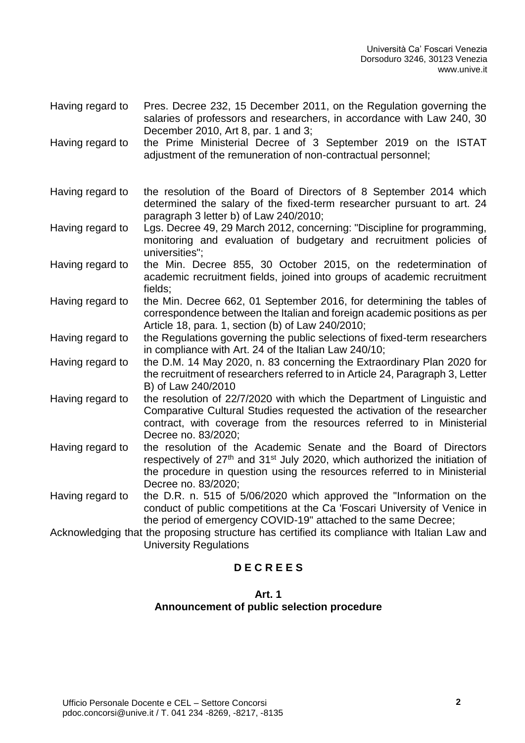Having regard to Pres. Decree 232, 15 December 2011, on the Regulation governing the salaries of professors and researchers, in accordance with Law 240, 30 December 2010, Art 8, par. 1 and 3;

Having regard to the Prime Ministerial Decree of 3 September 2019 on the ISTAT adjustment of the remuneration of non-contractual personnel;

Having regard to the resolution of the Board of Directors of 8 September 2014 which determined the salary of the fixed-term researcher pursuant to art. 24 paragraph 3 letter b) of Law 240/2010;

Having regard to Lgs. Decree 49, 29 March 2012, concerning: "Discipline for programming, monitoring and evaluation of budgetary and recruitment policies of universities";

Having regard to the Min. Decree 855, 30 October 2015, on the redetermination of academic recruitment fields, joined into groups of academic recruitment fields;

Having regard to the Min. Decree 662, 01 September 2016, for determining the tables of correspondence between the Italian and foreign academic positions as per Article 18, para. 1, section (b) of Law 240/2010;

Having regard to the Regulations governing the public selections of fixed-term researchers in compliance with Art. 24 of the Italian Law 240/10;

Having regard to the D.M. 14 May 2020, n. 83 concerning the Extraordinary Plan 2020 for the recruitment of researchers referred to in Article 24, Paragraph 3, Letter B) of Law 240/2010

Having regard to the resolution of 22/7/2020 with which the Department of Linguistic and Comparative Cultural Studies requested the activation of the researcher contract, with coverage from the resources referred to in Ministerial Decree no. 83/2020;

Having regard to the resolution of the Academic Senate and the Board of Directors respectively of 27th and 31st July 2020, which authorized the initiation of the procedure in question using the resources referred to in Ministerial Decree no. 83/2020;

Having regard to the D.R. n. 515 of 5/06/2020 which approved the "Information on the conduct of public competitions at the Ca 'Foscari University of Venice in the period of emergency COVID-19" attached to the same Decree;

Acknowledging that the proposing structure has certified its compliance with Italian Law and University Regulations

**D E C R E E S**

**Art. 1**
**Announcement of public selection procedure**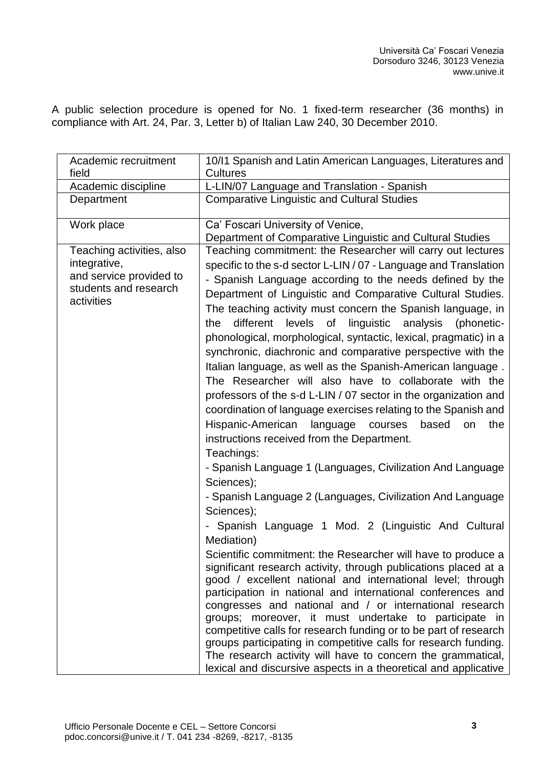A public selection procedure is opened for No. 1 fixed-term researcher (36 months) in compliance with Art. 24, Par. 3, Letter b) of Italian Law 240, 30 December 2010.

| Academic recruitment field | 10/I1 Spanish and Latin American Languages, Literatures and Cultures |
|---|---|
| Academic discipline | L-LIN/07 Language and Translation - Spanish |
| Department | Comparative Linguistic and Cultural Studies |
| Work place | Ca' Foscari University of Venice, Department of Comparative Linguistic and Cultural Studies |
| Teaching activities, also integrative, and service provided to students and research activities | Teaching commitment: the Researcher will carry out lectures specific to the s-d sector L-LIN / 07 - Language and Translation - Spanish Language according to the needs defined by the Department of Linguistic and Comparative Cultural Studies. The teaching activity must concern the Spanish language, in the different levels of linguistic analysis (phonetic-phonological, morphological, syntactic, lexical, pragmatic) in a synchronic, diachronic and comparative perspective with the Italian language, as well as the Spanish-American language . The Researcher will also have to collaborate with the professors of the s-d L-LIN / 07 sector in the organization and coordination of language exercises relating to the Spanish and Hispanic-American language courses based on the instructions received from the Department.<br>Teachings:<br>- Spanish Language 1 (Languages, Civilization And Language Sciences);<br>- Spanish Language 2 (Languages, Civilization And Language Sciences);<br>- Spanish Language 1 Mod. 2 (Linguistic And Cultural Mediation)<br>Scientific commitment: the Researcher will have to produce a significant research activity, through publications placed at a good / excellent national and international level; through participation in national and international conferences and congresses and national and / or international research groups; moreover, it must undertake to participate in competitive calls for research funding or to be part of research groups participating in competitive calls for research funding. The research activity will have to concern the grammatical, lexical and discursive aspects in a theoretical and applicative |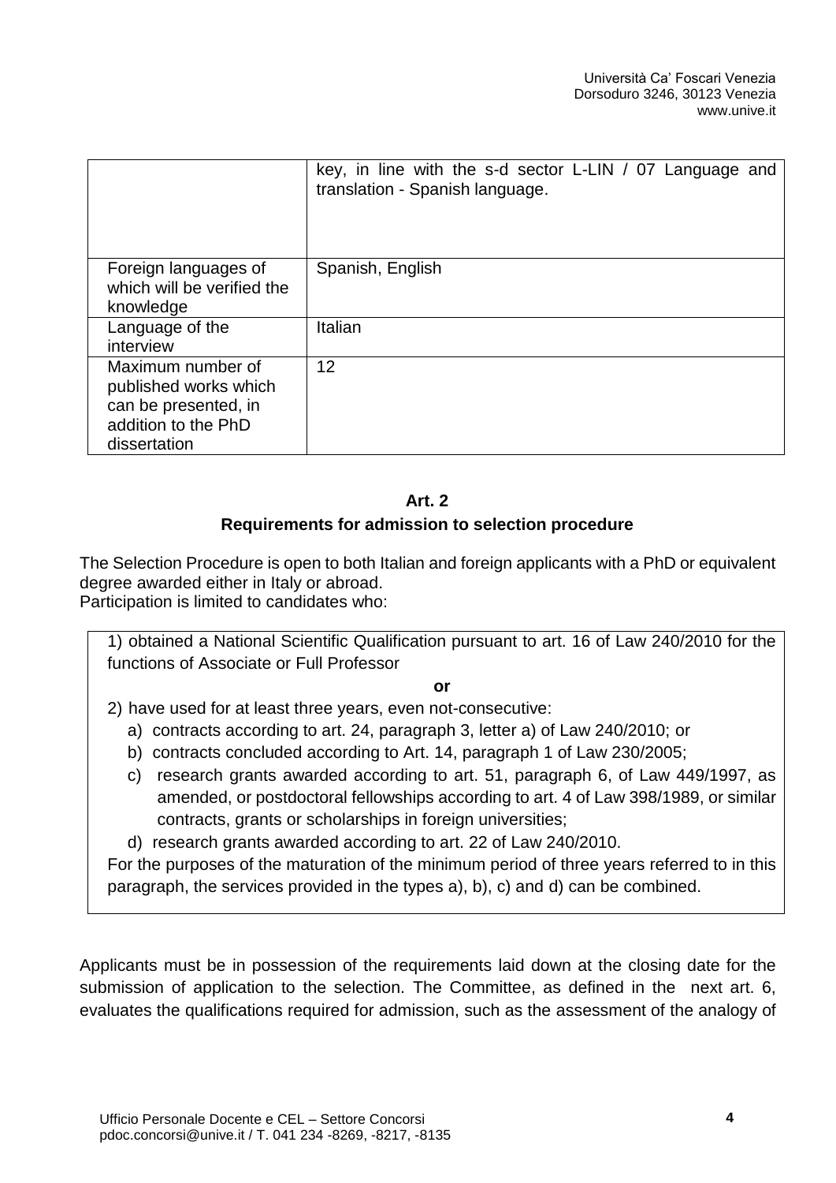| | |
|---|---|
| | key, in line with the s-d sector L-LIN / 07 Language and translation - Spanish language. |
| Foreign languages of which will be verified the knowledge | Spanish, English |
| Language of the interview | Italian |
| Maximum number of published works which can be presented, in addition to the PhD dissertation | 12 |

## Art. 2
## Requirements for admission to selection procedure

The Selection Procedure is open to both Italian and foreign applicants with a PhD or equivalent degree awarded either in Italy or abroad.
Participation is limited to candidates who:

1) obtained a National Scientific Qualification pursuant to art. 16 of Law 240/2010 for the functions of Associate or Full Professor

**or**

2) have used for at least three years, even not-consecutive:
   a) contracts according to art. 24, paragraph 3, letter a) of Law 240/2010; or
   b) contracts concluded according to Art. 14, paragraph 1 of Law 230/2005;
   c) research grants awarded according to art. 51, paragraph 6, of Law 449/1997, as amended, or postdoctoral fellowships according to art. 4 of Law 398/1989, or similar contracts, grants or scholarships in foreign universities;
   d) research grants awarded according to art. 22 of Law 240/2010.

For the purposes of the maturation of the minimum period of three years referred to in this paragraph, the services provided in the types a), b), c) and d) can be combined.

Applicants must be in possession of the requirements laid down at the closing date for the submission of application to the selection. The Committee, as defined in the next art. 6, evaluates the qualifications required for admission, such as the assessment of the analogy of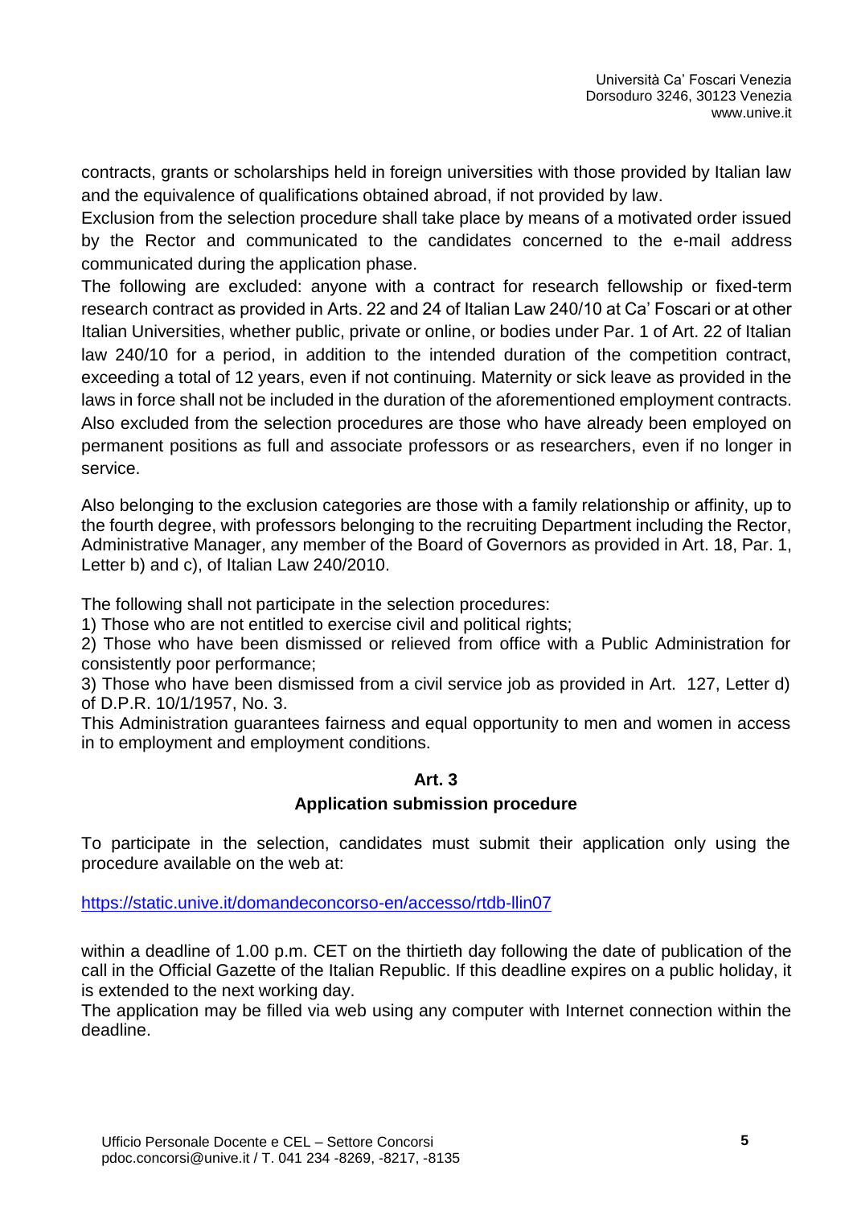contracts, grants or scholarships held in foreign universities with those provided by Italian law and the equivalence of qualifications obtained abroad, if not provided by law.

Exclusion from the selection procedure shall take place by means of a motivated order issued by the Rector and communicated to the candidates concerned to the e-mail address communicated during the application phase.

The following are excluded: anyone with a contract for research fellowship or fixed-term research contract as provided in Arts. 22 and 24 of Italian Law 240/10 at Ca' Foscari or at other Italian Universities, whether public, private or online, or bodies under Par. 1 of Art. 22 of Italian law 240/10 for a period, in addition to the intended duration of the competition contract, exceeding a total of 12 years, even if not continuing. Maternity or sick leave as provided in the laws in force shall not be included in the duration of the aforementioned employment contracts. Also excluded from the selection procedures are those who have already been employed on permanent positions as full and associate professors or as researchers, even if no longer in service.

Also belonging to the exclusion categories are those with a family relationship or affinity, up to the fourth degree, with professors belonging to the recruiting Department including the Rector, Administrative Manager, any member of the Board of Governors as provided in Art. 18, Par. 1, Letter b) and c), of Italian Law 240/2010.

The following shall not participate in the selection procedures:

1) Those who are not entitled to exercise civil and political rights;
2) Those who have been dismissed or relieved from office with a Public Administration for consistently poor performance;
3) Those who have been dismissed from a civil service job as provided in Art. 127, Letter d) of D.P.R. 10/1/1957, No. 3.

This Administration guarantees fairness and equal opportunity to men and women in access in to employment and employment conditions.

## Art. 3
## Application submission procedure

To participate in the selection, candidates must submit their application only using the procedure available on the web at:

https://static.unive.it/domandeconcorso-en/accesso/rtdb-llin07

within a deadline of 1.00 p.m. CET on the thirtieth day following the date of publication of the call in the Official Gazette of the Italian Republic. If this deadline expires on a public holiday, it is extended to the next working day.

The application may be filled via web using any computer with Internet connection within the deadline.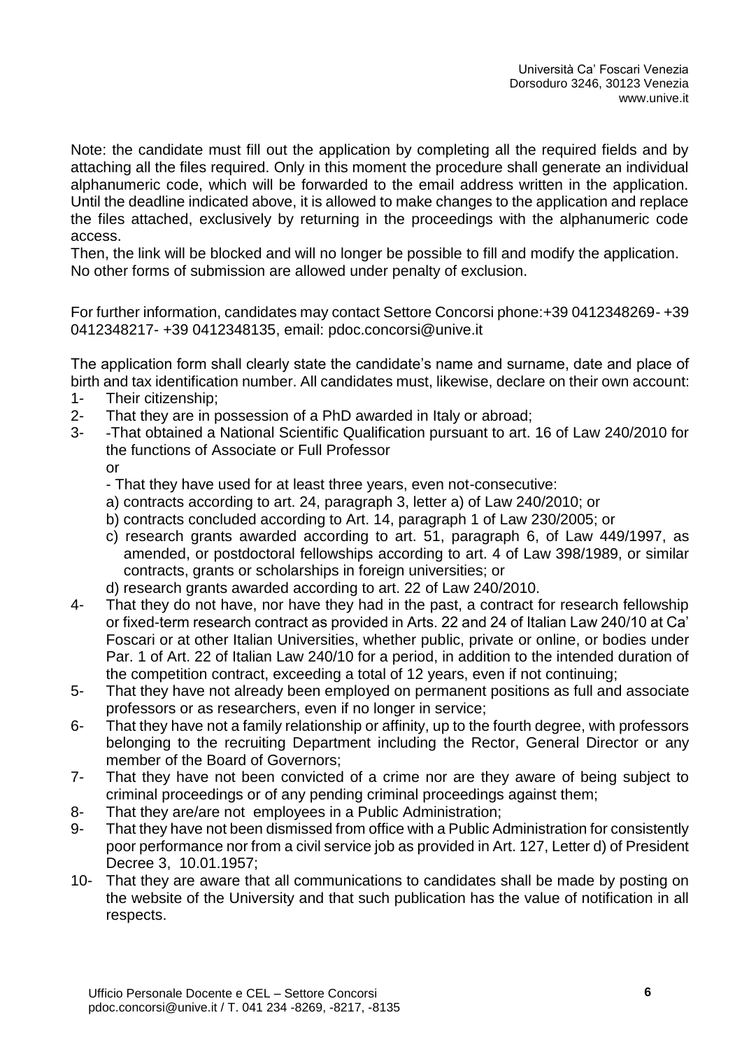Note: the candidate must fill out the application by completing all the required fields and by attaching all the files required. Only in this moment the procedure shall generate an individual alphanumeric code, which will be forwarded to the email address written in the application. Until the deadline indicated above, it is allowed to make changes to the application and replace the files attached, exclusively by returning in the proceedings with the alphanumeric code access.
Then, the link will be blocked and will no longer be possible to fill and modify the application.
No other forms of submission are allowed under penalty of exclusion.

For further information, candidates may contact Settore Concorsi phone:+39 0412348269- +39 0412348217- +39 0412348135, email: pdoc.concorsi@unive.it

The application form shall clearly state the candidate's name and surname, date and place of birth and tax identification number. All candidates must, likewise, declare on their own account:

1- Their citizenship;
2- That they are in possession of a PhD awarded in Italy or abroad;
3- -That obtained a National Scientific Qualification pursuant to art. 16 of Law 240/2010 for the functions of Associate or Full Professor
   or
   - That they have used for at least three years, even not-consecutive:
   a) contracts according to art. 24, paragraph 3, letter a) of Law 240/2010; or
   b) contracts concluded according to Art. 14, paragraph 1 of Law 230/2005; or
   c) research grants awarded according to art. 51, paragraph 6, of Law 449/1997, as amended, or postdoctoral fellowships according to art. 4 of Law 398/1989, or similar contracts, grants or scholarships in foreign universities; or
   d) research grants awarded according to art. 22 of Law 240/2010.
4- That they do not have, nor have they had in the past, a contract for research fellowship or fixed-term research contract as provided in Arts. 22 and 24 of Italian Law 240/10 at Ca' Foscari or at other Italian Universities, whether public, private or online, or bodies under Par. 1 of Art. 22 of Italian Law 240/10 for a period, in addition to the intended duration of the competition contract, exceeding a total of 12 years, even if not continuing;
5- That they have not already been employed on permanent positions as full and associate professors or as researchers, even if no longer in service;
6- That they have not a family relationship or affinity, up to the fourth degree, with professors belonging to the recruiting Department including the Rector, General Director or any member of the Board of Governors;
7- That they have not been convicted of a crime nor are they aware of being subject to criminal proceedings or of any pending criminal proceedings against them;
8- That they are/are not employees in a Public Administration;
9- That they have not been dismissed from office with a Public Administration for consistently poor performance nor from a civil service job as provided in Art. 127, Letter d) of President Decree 3, 10.01.1957;
10- That they are aware that all communications to candidates shall be made by posting on the website of the University and that such publication has the value of notification in all respects.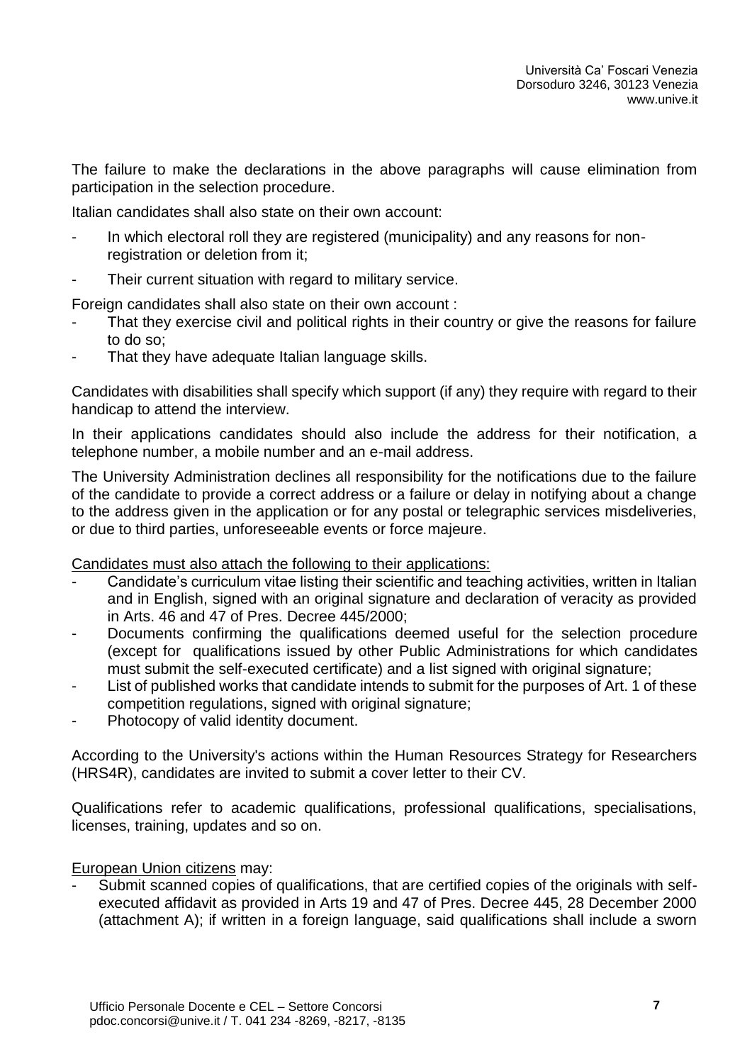The failure to make the declarations in the above paragraphs will cause elimination from participation in the selection procedure.

Italian candidates shall also state on their own account:

- In which electoral roll they are registered (municipality) and any reasons for non-registration or deletion from it;
- Their current situation with regard to military service.

Foreign candidates shall also state on their own account :

- That they exercise civil and political rights in their country or give the reasons for failure to do so;
- That they have adequate Italian language skills.

Candidates with disabilities shall specify which support (if any) they require with regard to their handicap to attend the interview.

In their applications candidates should also include the address for their notification, a telephone number, a mobile number and an e-mail address.

The University Administration declines all responsibility for the notifications due to the failure of the candidate to provide a correct address or a failure or delay in notifying about a change to the address given in the application or for any postal or telegraphic services misdeliveries, or due to third parties, unforeseeable events or force majeure.

<u>Candidates must also attach the following to their applications:</u>

- Candidate's curriculum vitae listing their scientific and teaching activities, written in Italian and in English, signed with an original signature and declaration of veracity as provided in Arts. 46 and 47 of Pres. Decree 445/2000;
- Documents confirming the qualifications deemed useful for the selection procedure (except for qualifications issued by other Public Administrations for which candidates must submit the self-executed certificate) and a list signed with original signature;
- List of published works that candidate intends to submit for the purposes of Art. 1 of these competition regulations, signed with original signature;
- Photocopy of valid identity document.

According to the University's actions within the Human Resources Strategy for Researchers (HRS4R), candidates are invited to submit a cover letter to their CV.

Qualifications refer to academic qualifications, professional qualifications, specialisations, licenses, training, updates and so on.

<u>European Union citizens</u> may:

- Submit scanned copies of qualifications, that are certified copies of the originals with self-executed affidavit as provided in Arts 19 and 47 of Pres. Decree 445, 28 December 2000 (attachment A); if written in a foreign language, said qualifications shall include a sworn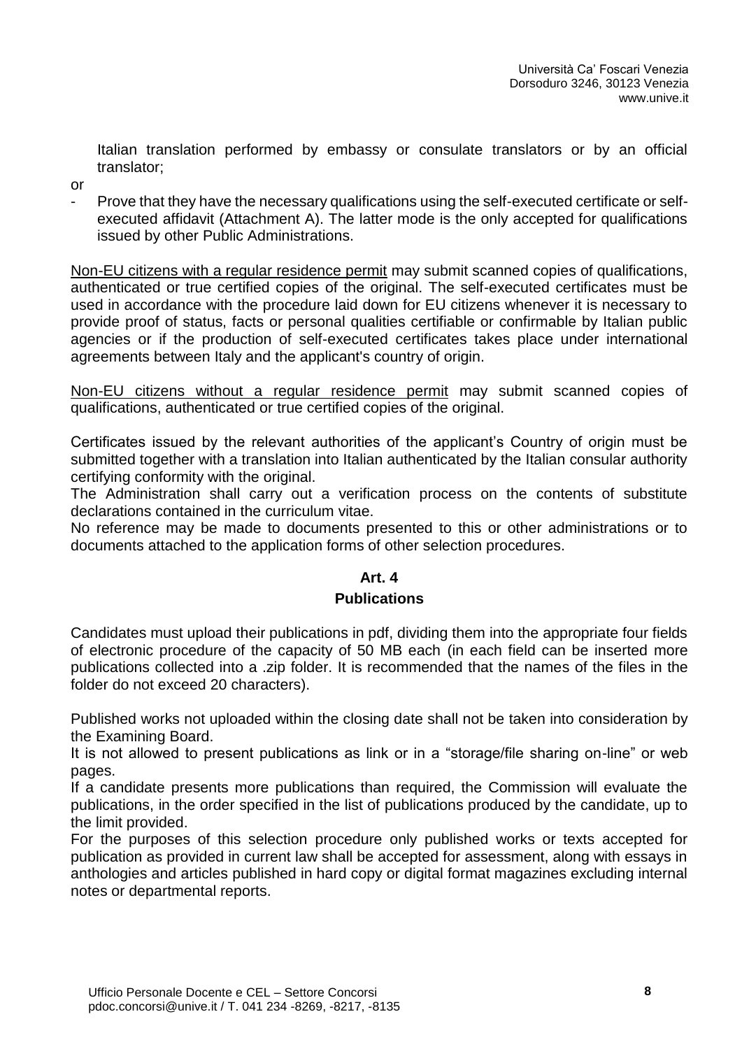Italian translation performed by embassy or consulate translators or by an official translator;

or

- Prove that they have the necessary qualifications using the self-executed certificate or self-executed affidavit (Attachment A). The latter mode is the only accepted for qualifications issued by other Public Administrations.

Non-EU citizens with a regular residence permit may submit scanned copies of qualifications, authenticated or true certified copies of the original. The self-executed certificates must be used in accordance with the procedure laid down for EU citizens whenever it is necessary to provide proof of status, facts or personal qualities certifiable or confirmable by Italian public agencies or if the production of self-executed certificates takes place under international agreements between Italy and the applicant's country of origin.

Non-EU citizens without a regular residence permit may submit scanned copies of qualifications, authenticated or true certified copies of the original.

Certificates issued by the relevant authorities of the applicant's Country of origin must be submitted together with a translation into Italian authenticated by the Italian consular authority certifying conformity with the original.
The Administration shall carry out a verification process on the contents of substitute declarations contained in the curriculum vitae.
No reference may be made to documents presented to this or other administrations or to documents attached to the application forms of other selection procedures.

## Art. 4
## Publications

Candidates must upload their publications in pdf, dividing them into the appropriate four fields of electronic procedure of the capacity of 50 MB each (in each field can be inserted more publications collected into a .zip folder. It is recommended that the names of the files in the folder do not exceed 20 characters).

Published works not uploaded within the closing date shall not be taken into consideration by the Examining Board.
It is not allowed to present publications as link or in a "storage/file sharing on-line" or web pages.
If a candidate presents more publications than required, the Commission will evaluate the publications, in the order specified in the list of publications produced by the candidate, up to the limit provided.
For the purposes of this selection procedure only published works or texts accepted for publication as provided in current law shall be accepted for assessment, along with essays in anthologies and articles published in hard copy or digital format magazines excluding internal notes or departmental reports.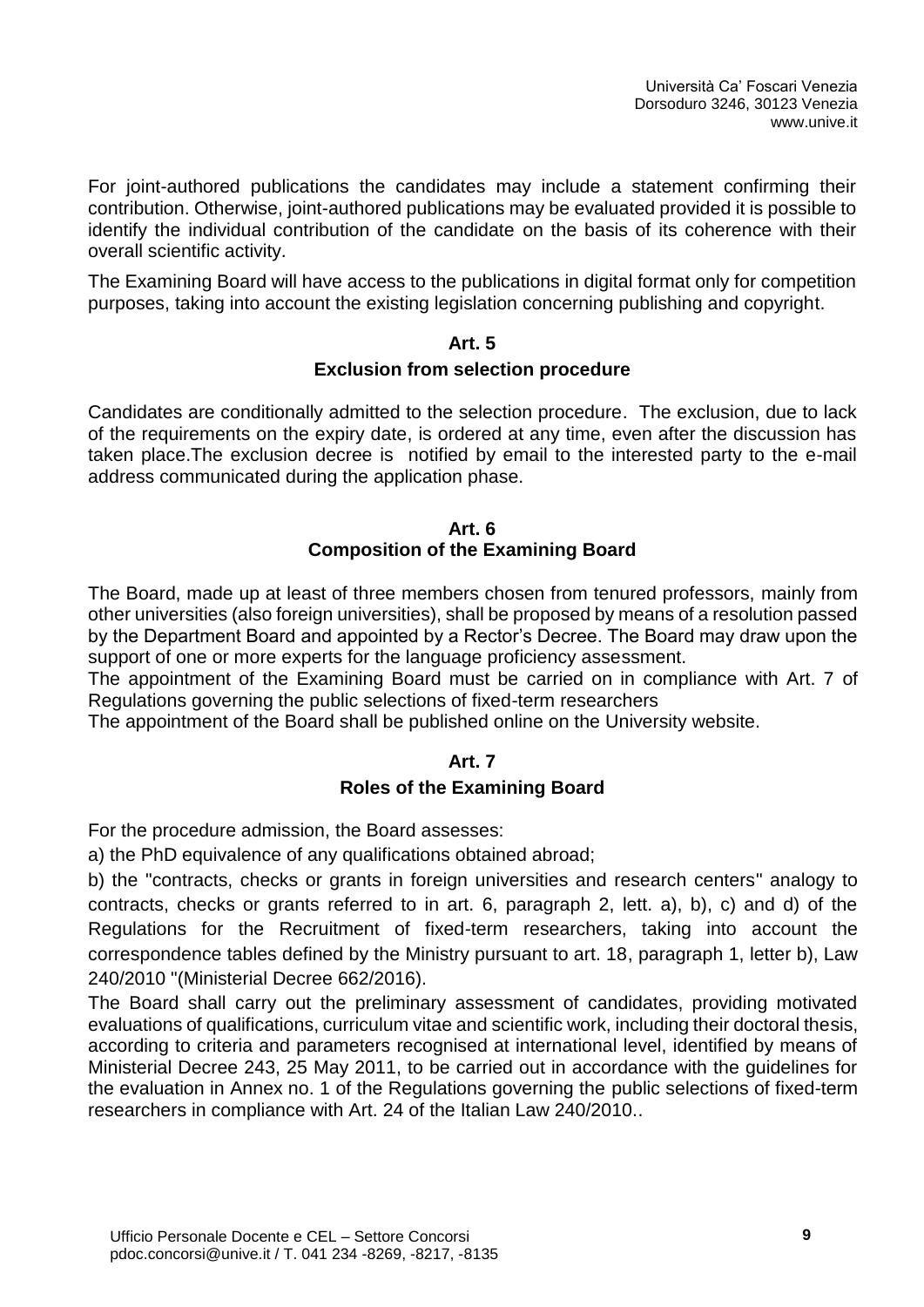For joint-authored publications the candidates may include a statement confirming their contribution. Otherwise, joint-authored publications may be evaluated provided it is possible to identify the individual contribution of the candidate on the basis of its coherence with their overall scientific activity.

The Examining Board will have access to the publications in digital format only for competition purposes, taking into account the existing legislation concerning publishing and copyright.

## Art. 5

## Exclusion from selection procedure

Candidates are conditionally admitted to the selection procedure. The exclusion, due to lack of the requirements on the expiry date, is ordered at any time, even after the discussion has taken place.The exclusion decree is notified by email to the interested party to the e-mail address communicated during the application phase.

## Art. 6

## Composition of the Examining Board

The Board, made up at least of three members chosen from tenured professors, mainly from other universities (also foreign universities), shall be proposed by means of a resolution passed by the Department Board and appointed by a Rector's Decree. The Board may draw upon the support of one or more experts for the language proficiency assessment.

The appointment of the Examining Board must be carried on in compliance with Art. 7 of Regulations governing the public selections of fixed-term researchers

The appointment of the Board shall be published online on the University website.

## Art. 7

## Roles of the Examining Board

For the procedure admission, the Board assesses:

a) the PhD equivalence of any qualifications obtained abroad;

b) the "contracts, checks or grants in foreign universities and research centers" analogy to contracts, checks or grants referred to in art. 6, paragraph 2, lett. a), b), c) and d) of the Regulations for the Recruitment of fixed-term researchers, taking into account the correspondence tables defined by the Ministry pursuant to art. 18, paragraph 1, letter b), Law 240/2010 "(Ministerial Decree 662/2016).

The Board shall carry out the preliminary assessment of candidates, providing motivated evaluations of qualifications, curriculum vitae and scientific work, including their doctoral thesis, according to criteria and parameters recognised at international level, identified by means of Ministerial Decree 243, 25 May 2011, to be carried out in accordance with the guidelines for the evaluation in Annex no. 1 of the Regulations governing the public selections of fixed-term researchers in compliance with Art. 24 of the Italian Law 240/2010..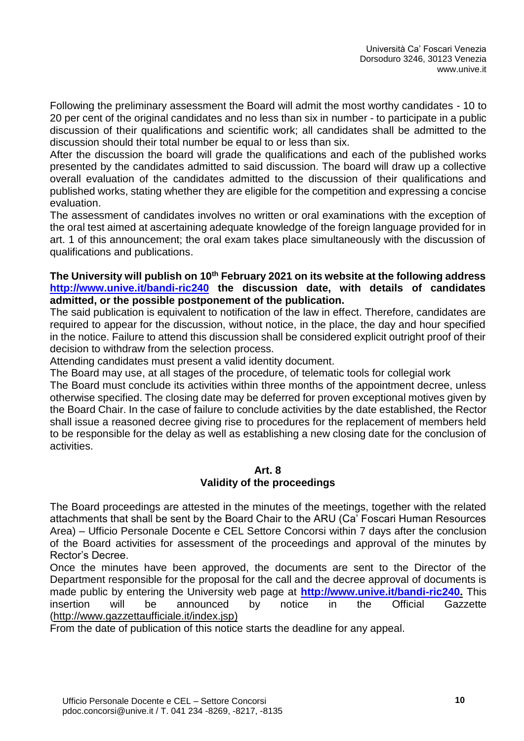Following the preliminary assessment the Board will admit the most worthy candidates - 10 to 20 per cent of the original candidates and no less than six in number - to participate in a public discussion of their qualifications and scientific work; all candidates shall be admitted to the discussion should their total number be equal to or less than six.
After the discussion the board will grade the qualifications and each of the published works presented by the candidates admitted to said discussion. The board will draw up a collective overall evaluation of the candidates admitted to the discussion of their qualifications and published works, stating whether they are eligible for the competition and expressing a concise evaluation.
The assessment of candidates involves no written or oral examinations with the exception of the oral test aimed at ascertaining adequate knowledge of the foreign language provided for in art. 1 of this announcement; the oral exam takes place simultaneously with the discussion of qualifications and publications.

**The University will publish on 10th February 2021 on its website at the following address [http://www.unive.it/bandi-ric240](http://www.unive.it/bandi-ric240) the discussion date, with details of candidates admitted, or the possible postponement of the publication.**
The said publication is equivalent to notification of the law in effect. Therefore, candidates are required to appear for the discussion, without notice, in the place, the day and hour specified in the notice. Failure to attend this discussion shall be considered explicit outright proof of their decision to withdraw from the selection process.
Attending candidates must present a valid identity document.
The Board may use, at all stages of the procedure, of telematic tools for collegial work
The Board must conclude its activities within three months of the appointment decree, unless otherwise specified. The closing date may be deferred for proven exceptional motives given by the Board Chair. In the case of failure to conclude activities by the date established, the Rector shall issue a reasoned decree giving rise to procedures for the replacement of members held to be responsible for the delay as well as establishing a new closing date for the conclusion of activities.

## Art. 8
## Validity of the proceedings

The Board proceedings are attested in the minutes of the meetings, together with the related attachments that shall be sent by the Board Chair to the ARU (Ca' Foscari Human Resources Area) – Ufficio Personale Docente e CEL Settore Concorsi within 7 days after the conclusion of the Board activities for assessment of the proceedings and approval of the minutes by Rector's Decree.
Once the minutes have been approved, the documents are sent to the Director of the Department responsible for the proposal for the call and the decree approval of documents is made public by entering the University web page at **[http://www.unive.it/bandi-ric240](http://www.unive.it/bandi-ric240).** This insertion will be announced by notice in the Official Gazzette (http://www.gazzettaufficiale.it/index.jsp)
From the date of publication of this notice starts the deadline for any appeal.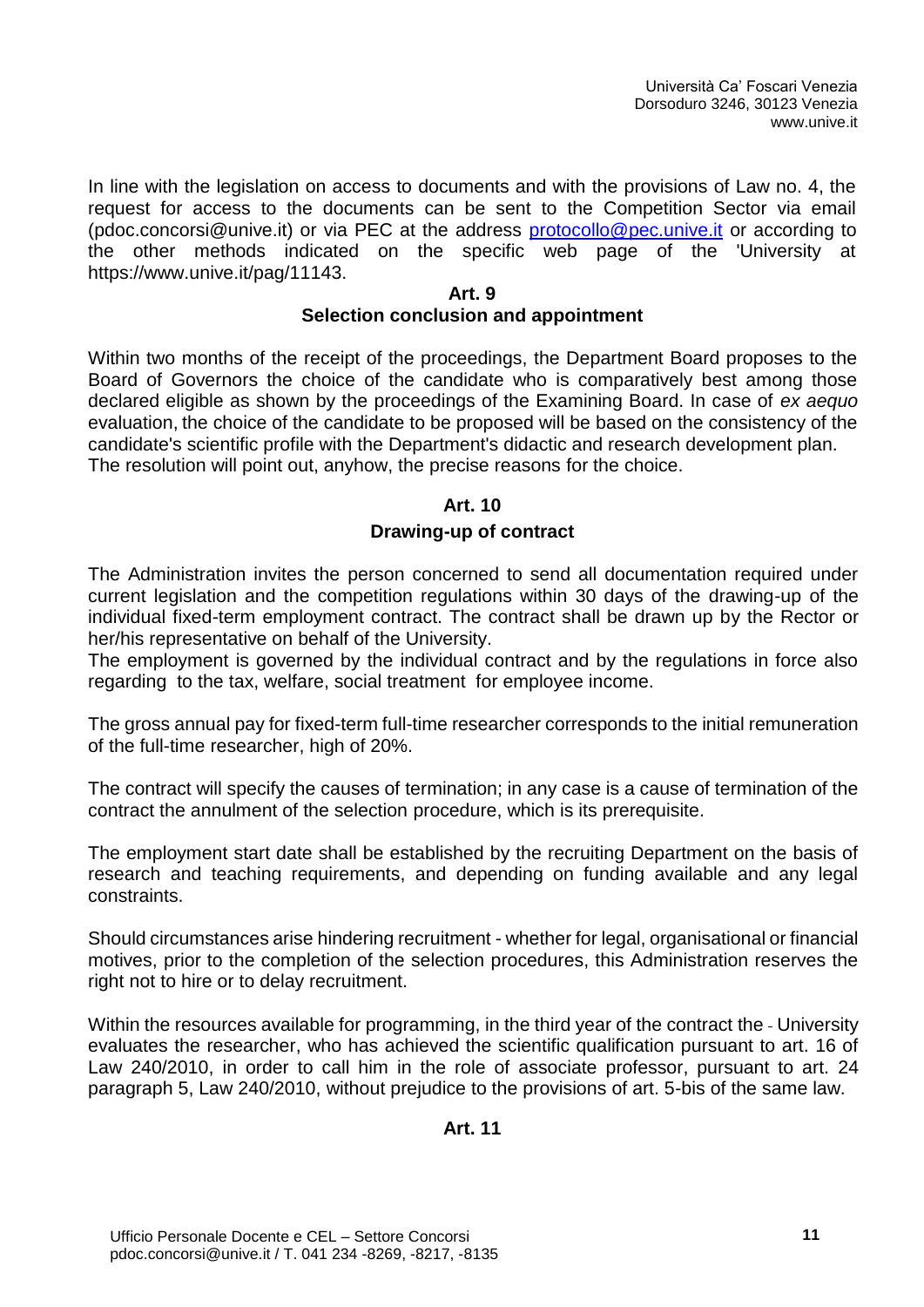In line with the legislation on access to documents and with the provisions of Law no. 4, the request for access to the documents can be sent to the Competition Sector via email (pdoc.concorsi@unive.it) or via PEC at the address [protocollo@pec.unive.it](mailto:protocollo@pec.unive.it) or according to the other methods indicated on the specific web page of the 'University at https://www.unive.it/pag/11143.

## Art. 9
## Selection conclusion and appointment

Within two months of the receipt of the proceedings, the Department Board proposes to the Board of Governors the choice of the candidate who is comparatively best among those declared eligible as shown by the proceedings of the Examining Board. In case of *ex aequo* evaluation, the choice of the candidate to be proposed will be based on the consistency of the candidate's scientific profile with the Department's didactic and research development plan.
The resolution will point out, anyhow, the precise reasons for the choice.

## Art. 10
## Drawing-up of contract

The Administration invites the person concerned to send all documentation required under current legislation and the competition regulations within 30 days of the drawing-up of the individual fixed-term employment contract. The contract shall be drawn up by the Rector or her/his representative on behalf of the University.
The employment is governed by the individual contract and by the regulations in force also regarding to the tax, welfare, social treatment for employee income.

The gross annual pay for fixed-term full-time researcher corresponds to the initial remuneration of the full-time researcher, high of 20%.

The contract will specify the causes of termination; in any case is a cause of termination of the contract the annulment of the selection procedure, which is its prerequisite.

The employment start date shall be established by the recruiting Department on the basis of research and teaching requirements, and depending on funding available and any legal constraints.

Should circumstances arise hindering recruitment - whether for legal, organisational or financial motives, prior to the completion of the selection procedures, this Administration reserves the right not to hire or to delay recruitment.

Within the resources available for programming, in the third year of the contract the - University evaluates the researcher, who has achieved the scientific qualification pursuant to art. 16 of Law 240/2010, in order to call him in the role of associate professor, pursuant to art. 24 paragraph 5, Law 240/2010, without prejudice to the provisions of art. 5-bis of the same law.

## Art. 11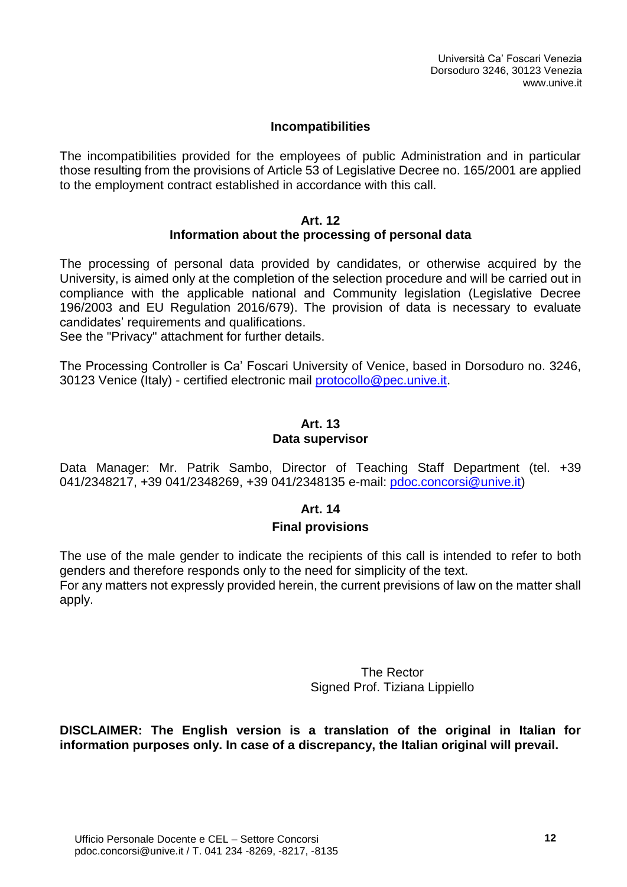### Incompatibilities

The incompatibilities provided for the employees of public Administration and in particular those resulting from the provisions of Article 53 of Legislative Decree no. 165/2001 are applied to the employment contract established in accordance with this call.

## Art. 12
## Information about the processing of personal data

The processing of personal data provided by candidates, or otherwise acquired by the University, is aimed only at the completion of the selection procedure and will be carried out in compliance with the applicable national and Community legislation (Legislative Decree 196/2003 and EU Regulation 2016/679). The provision of data is necessary to evaluate candidates' requirements and qualifications.
See the "Privacy" attachment for further details.

The Processing Controller is Ca' Foscari University of Venice, based in Dorsoduro no. 3246, 30123 Venice (Italy) - certified electronic mail protocollo@pec.unive.it.

## Art. 13
## Data supervisor

Data Manager: Mr. Patrik Sambo, Director of Teaching Staff Department (tel. +39 041/2348217, +39 041/2348269, +39 041/2348135 e-mail: pdoc.concorsi@unive.it)

## Art. 14
## Final provisions

The use of the male gender to indicate the recipients of this call is intended to refer to both genders and therefore responds only to the need for simplicity of the text.
For any matters not expressly provided herein, the current previsions of law on the matter shall apply.

The Rector
Signed Prof. Tiziana Lippiello

**DISCLAIMER: The English version is a translation of the original in Italian for information purposes only. In case of a discrepancy, the Italian original will prevail.**